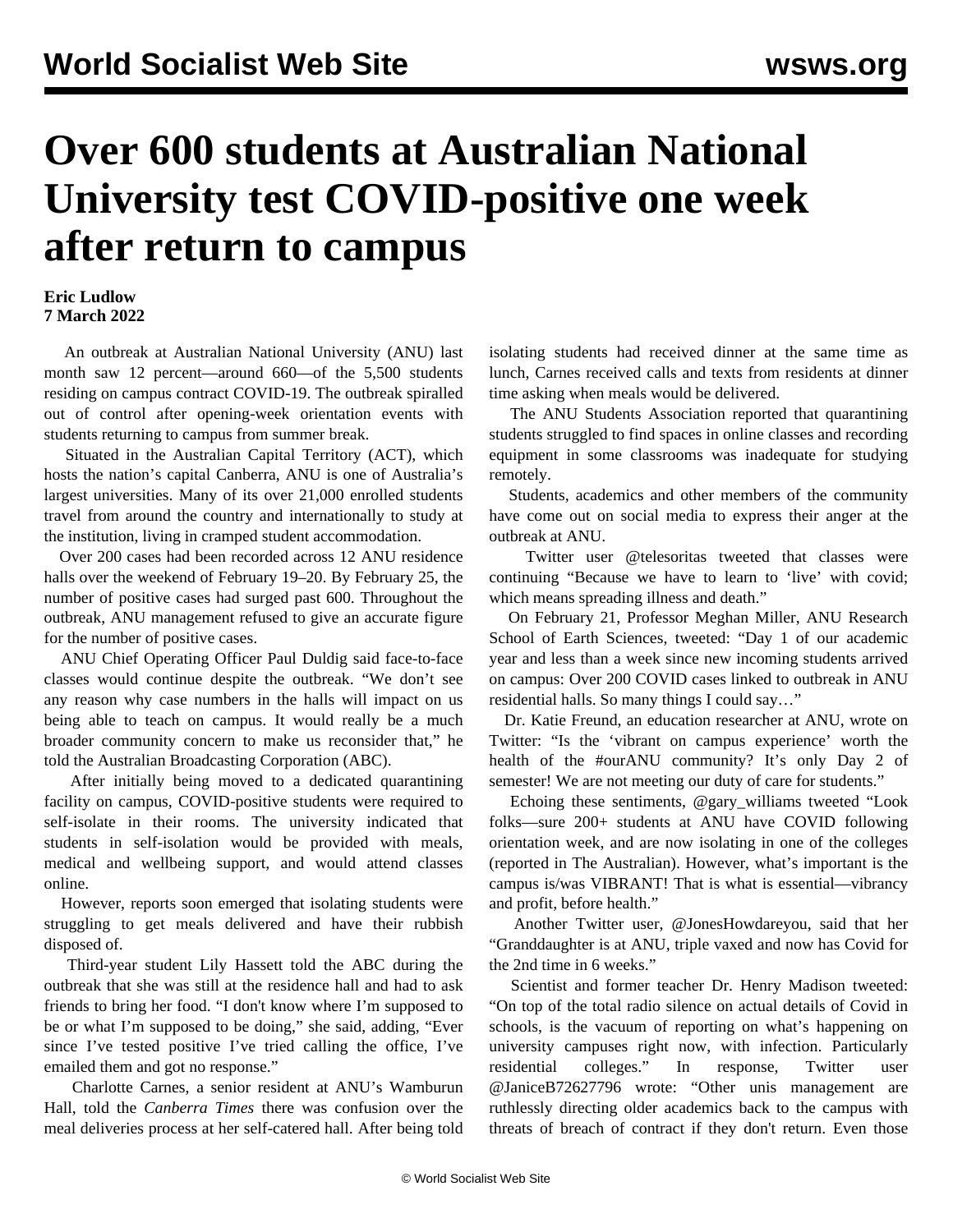# Over 600 students at Australian National University test COVID-positive one week after return to campus

**Eric Ludlow**
**7 March 2022**

An outbreak at Australian National University (ANU) last month saw 12 percent—around 660—of the 5,500 students residing on campus contract COVID-19. The outbreak spiralled out of control after opening-week orientation events with students returning to campus from summer break.

Situated in the Australian Capital Territory (ACT), which hosts the nation's capital Canberra, ANU is one of Australia's largest universities. Many of its over 21,000 enrolled students travel from around the country and internationally to study at the institution, living in cramped student accommodation.

Over 200 cases had been recorded across 12 ANU residence halls over the weekend of February 19–20. By February 25, the number of positive cases had surged past 600. Throughout the outbreak, ANU management refused to give an accurate figure for the number of positive cases.

ANU Chief Operating Officer Paul Duldig said face-to-face classes would continue despite the outbreak. "We don't see any reason why case numbers in the halls will impact on us being able to teach on campus. It would really be a much broader community concern to make us reconsider that," he told the Australian Broadcasting Corporation (ABC).

After initially being moved to a dedicated quarantining facility on campus, COVID-positive students were required to self-isolate in their rooms. The university indicated that students in self-isolation would be provided with meals, medical and wellbeing support, and would attend classes online.

However, reports soon emerged that isolating students were struggling to get meals delivered and have their rubbish disposed of.

Third-year student Lily Hassett told the ABC during the outbreak that she was still at the residence hall and had to ask friends to bring her food. "I don't know where I'm supposed to be or what I'm supposed to be doing," she said, adding, "Ever since I've tested positive I've tried calling the office, I've emailed them and got no response."

Charlotte Carnes, a senior resident at ANU's Wamburun Hall, told the *Canberra Times* there was confusion over the meal deliveries process at her self-catered hall. After being told isolating students had received dinner at the same time as lunch, Carnes received calls and texts from residents at dinner time asking when meals would be delivered.

The ANU Students Association reported that quarantining students struggled to find spaces in online classes and recording equipment in some classrooms was inadequate for studying remotely.

Students, academics and other members of the community have come out on social media to express their anger at the outbreak at ANU.

Twitter user @telesoritas tweeted that classes were continuing "Because we have to learn to 'live' with covid; which means spreading illness and death."

On February 21, Professor Meghan Miller, ANU Research School of Earth Sciences, tweeted: "Day 1 of our academic year and less than a week since new incoming students arrived on campus: Over 200 COVID cases linked to outbreak in ANU residential halls. So many things I could say…"

Dr. Katie Freund, an education researcher at ANU, wrote on Twitter: "Is the 'vibrant on campus experience' worth the health of the #ourANU community? It's only Day 2 of semester! We are not meeting our duty of care for students."

Echoing these sentiments, @gary_williams tweeted "Look folks—sure 200+ students at ANU have COVID following orientation week, and are now isolating in one of the colleges (reported in The Australian). However, what's important is the campus is/was VIBRANT! That is what is essential—vibrancy and profit, before health."

Another Twitter user, @JonesHowdareyou, said that her "Granddaughter is at ANU, triple vaxed and now has Covid for the 2nd time in 6 weeks."

Scientist and former teacher Dr. Henry Madison tweeted: "On top of the total radio silence on actual details of Covid in schools, is the vacuum of reporting on what's happening on university campuses right now, with infection. Particularly residential colleges." In response, Twitter user @JaniceB72627796 wrote: "Other unis management are ruthlessly directing older academics back to the campus with threats of breach of contract if they don't return. Even those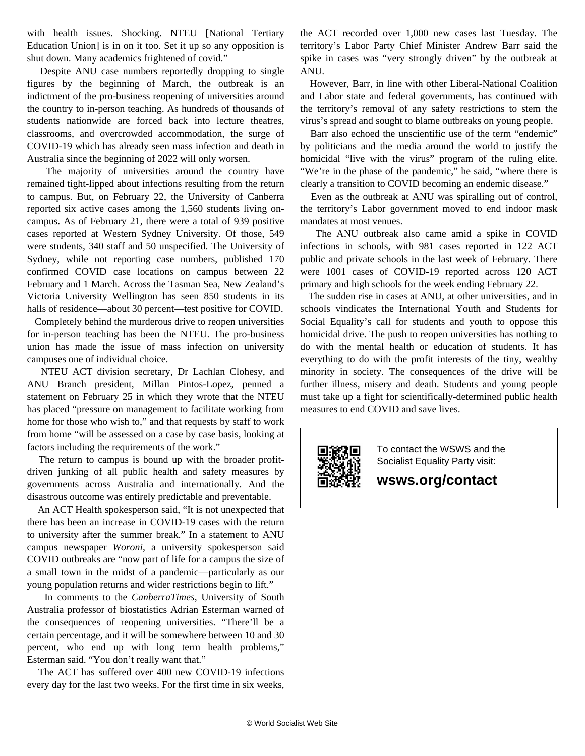with health issues. Shocking. NTEU [National Tertiary Education Union] is in on it too. Set it up so any opposition is shut down. Many academics frightened of covid."

Despite ANU case numbers reportedly dropping to single figures by the beginning of March, the outbreak is an indictment of the pro-business reopening of universities around the country to in-person teaching. As hundreds of thousands of students nationwide are forced back into lecture theatres, classrooms, and overcrowded accommodation, the surge of COVID-19 which has already seen mass infection and death in Australia since the beginning of 2022 will only worsen.

The majority of universities around the country have remained tight-lipped about infections resulting from the return to campus. But, on February 22, the University of Canberra reported six active cases among the 1,560 students living on-campus. As of February 21, there were a total of 939 positive cases reported at Western Sydney University. Of those, 549 were students, 340 staff and 50 unspecified. The University of Sydney, while not reporting case numbers, published 170 confirmed COVID case locations on campus between 22 February and 1 March. Across the Tasman Sea, New Zealand's Victoria University Wellington has seen 850 students in its halls of residence—about 30 percent—test positive for COVID.

Completely behind the murderous drive to reopen universities for in-person teaching has been the NTEU. The pro-business union has made the issue of mass infection on university campuses one of individual choice.

NTEU ACT division secretary, Dr Lachlan Clohesy, and ANU Branch president, Millan Pintos-Lopez, penned a statement on February 25 in which they wrote that the NTEU has placed "pressure on management to facilitate working from home for those who wish to," and that requests by staff to work from home "will be assessed on a case by case basis, looking at factors including the requirements of the work."

The return to campus is bound up with the broader profit-driven junking of all public health and safety measures by governments across Australia and internationally. And the disastrous outcome was entirely predictable and preventable.

An ACT Health spokesperson said, "It is not unexpected that there has been an increase in COVID-19 cases with the return to university after the summer break." In a statement to ANU campus newspaper *Woroni*, a university spokesperson said COVID outbreaks are "now part of life for a campus the size of a small town in the midst of a pandemic—particularly as our young population returns and wider restrictions begin to lift."

In comments to the *CanberraTimes*, University of South Australia professor of biostatistics Adrian Esterman warned of the consequences of reopening universities. "There'll be a certain percentage, and it will be somewhere between 10 and 30 percent, who end up with long term health problems," Esterman said. "You don't really want that."

The ACT has suffered over 400 new COVID-19 infections every day for the last two weeks. For the first time in six weeks, the ACT recorded over 1,000 new cases last Tuesday. The territory's Labor Party Chief Minister Andrew Barr said the spike in cases was "very strongly driven" by the outbreak at ANU.

However, Barr, in line with other Liberal-National Coalition and Labor state and federal governments, has continued with the territory's removal of any safety restrictions to stem the virus's spread and sought to blame outbreaks on young people.

Barr also echoed the unscientific use of the term "endemic" by politicians and the media around the world to justify the homicidal "live with the virus" program of the ruling elite. "We're in the phase of the pandemic," he said, "where there is clearly a transition to COVID becoming an endemic disease."

Even as the outbreak at ANU was spiralling out of control, the territory's Labor government moved to end indoor mask mandates at most venues.

The ANU outbreak also came amid a spike in COVID infections in schools, with 981 cases reported in 122 ACT public and private schools in the last week of February. There were 1001 cases of COVID-19 reported across 120 ACT primary and high schools for the week ending February 22.

The sudden rise in cases at ANU, at other universities, and in schools vindicates the International Youth and Students for Social Equality's call for students and youth to oppose this homicidal drive. The push to reopen universities has nothing to do with the mental health or education of students. It has everything to do with the profit interests of the tiny, wealthy minority in society. The consequences of the drive will be further illness, misery and death. Students and young people must take up a fight for scientifically-determined public health measures to end COVID and save lives.

To contact the WSWS and the Socialist Equality Party visit:

**wsws.org/contact**